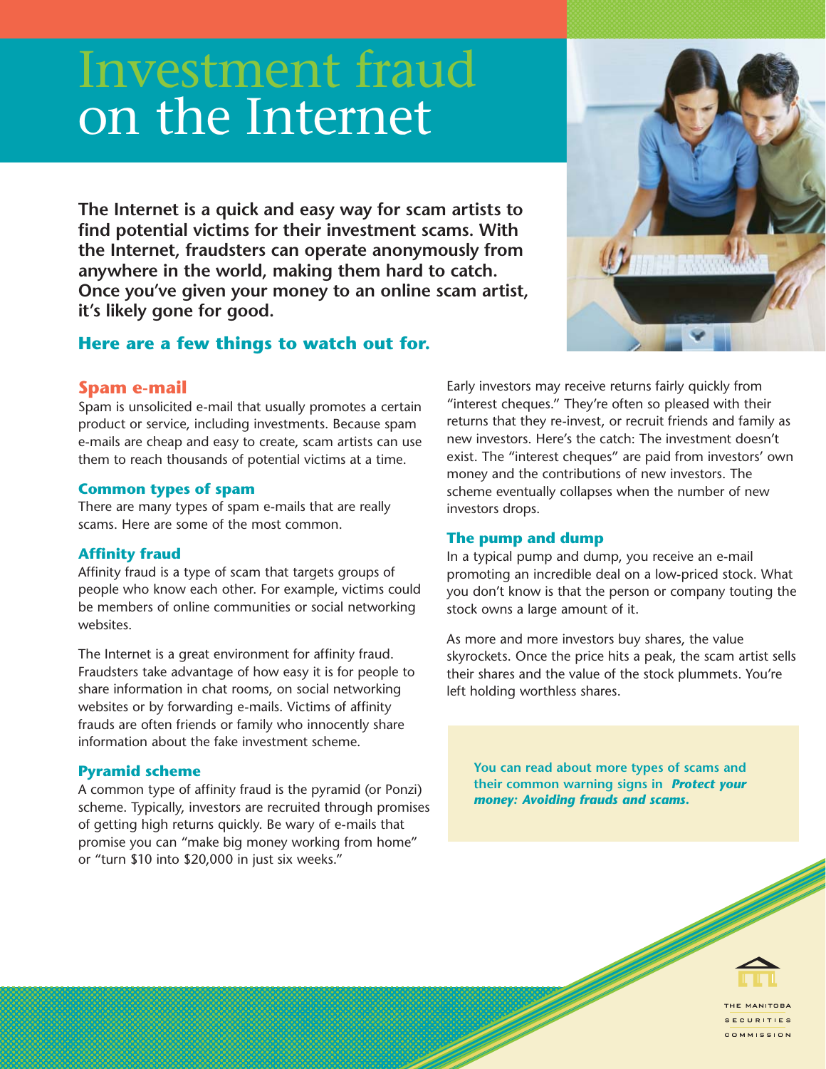# Investment fraud on the Internet

**The Internet is a quick and easy way for scam artists to find potential victims for their investment scams. With the Internet, fraudsters can operate anonymously from anywhere in the world, making them hard to catch. Once you've given your money to an online scam artist, it's likely gone for good.**

## Here are a few things to watch out for.

## Spam e-mail

Spam is unsolicited e-mail that usually promotes a certain product or service, including investments. Because spam e-mails are cheap and easy to create, scam artists can use them to reach thousands of potential victims at a time.

### Common types of spam

There are many types of spam e-mails that are really scams. Here are some of the most common.

### Affinity fraud

Affinity fraud is a type of scam that targets groups of people who know each other. For example, victims could be members of online communities or social networking websites.

The Internet is a great environment for affinity fraud. Fraudsters take advantage of how easy it is for people to share information in chat rooms, on social networking websites or by forwarding e-mails. Victims of affinity frauds are often friends or family who innocently share information about the fake investment scheme.

### Pyramid scheme

A common type of affinity fraud is the pyramid (or Ponzi) scheme. Typically, investors are recruited through promises of getting high returns quickly. Be wary of e-mails that promise you can "make big money working from home" or "turn $10 into $20,000 in just six weeks."

Early investors may receive returns fairly quickly from "interest cheques." They're often so pleased with their returns that they re-invest, or recruit friends and family as new investors. Here's the catch: The investment doesn't exist. The "interest cheques" are paid from investors' own money and the contributions of new investors. The scheme eventually collapses when the number of new investors drops.

### The pump and dump

In a typical pump and dump, you receive an e-mail promoting an incredible deal on a low-priced stock. What you don't know is that the person or company touting the stock owns a large amount of it.

As more and more investors buy shares, the value skyrockets. Once the price hits a peak, the scam artist sells their shares and the value of the stock plummets. You're left holding worthless shares.

**You can read about more types of scams and their common warning signs in *Protect your money: Avoiding frauds and scams.***

THE MANITOBA SECURITIES COMMISSION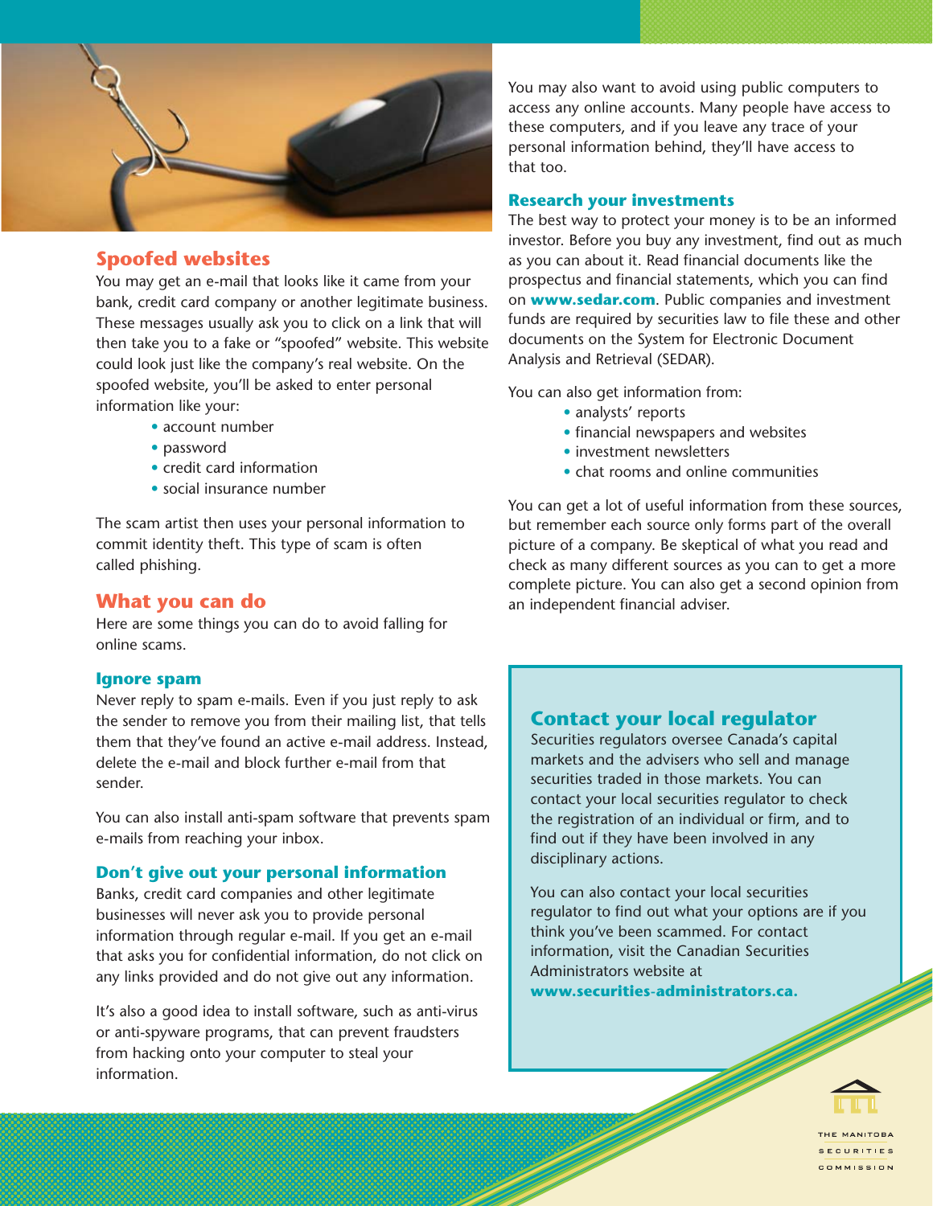## Spoofed websites

You may get an e-mail that looks like it came from your bank, credit card company or another legitimate business. These messages usually ask you to click on a link that will then take you to a fake or "spoofed" website. This website could look just like the company's real website. On the spoofed website, you'll be asked to enter personal information like your:

- account number
- password
- credit card information
- social insurance number

The scam artist then uses your personal information to commit identity theft. This type of scam is often called phishing.

## What you can do

Here are some things you can do to avoid falling for online scams.

### Ignore spam

Never reply to spam e-mails. Even if you just reply to ask the sender to remove you from their mailing list, that tells them that they've found an active e-mail address. Instead, delete the e-mail and block further e-mail from that sender.

You can also install anti-spam software that prevents spam e-mails from reaching your inbox.

### Don't give out your personal information

Banks, credit card companies and other legitimate businesses will never ask you to provide personal information through regular e-mail. If you get an e-mail that asks you for confidential information, do not click on any links provided and do not give out any information.

It's also a good idea to install software, such as anti-virus or anti-spyware programs, that can prevent fraudsters from hacking onto your computer to steal your information.

You may also want to avoid using public computers to access any online accounts. Many people have access to these computers, and if you leave any trace of your personal information behind, they'll have access to that too.

### Research your investments

The best way to protect your money is to be an informed investor. Before you buy any investment, find out as much as you can about it. Read financial documents like the prospectus and financial statements, which you can find on **www.sedar.com**. Public companies and investment funds are required by securities law to file these and other documents on the System for Electronic Document Analysis and Retrieval (SEDAR).

You can also get information from:

- analysts' reports
- financial newspapers and websites
- investment newsletters
- chat rooms and online communities

You can get a lot of useful information from these sources, but remember each source only forms part of the overall picture of a company. Be skeptical of what you read and check as many different sources as you can to get a more complete picture. You can also get a second opinion from an independent financial adviser.

## Contact your local regulator

Securities regulators oversee Canada's capital markets and the advisers who sell and manage securities traded in those markets. You can contact your local securities regulator to check the registration of an individual or firm, and to find out if they have been involved in any disciplinary actions.

You can also contact your local securities regulator to find out what your options are if you think you've been scammed. For contact information, visit the Canadian Securities Administrators website at **www.securities-administrators.ca.**

THE MANITOBA SECURITIES COMMISSION